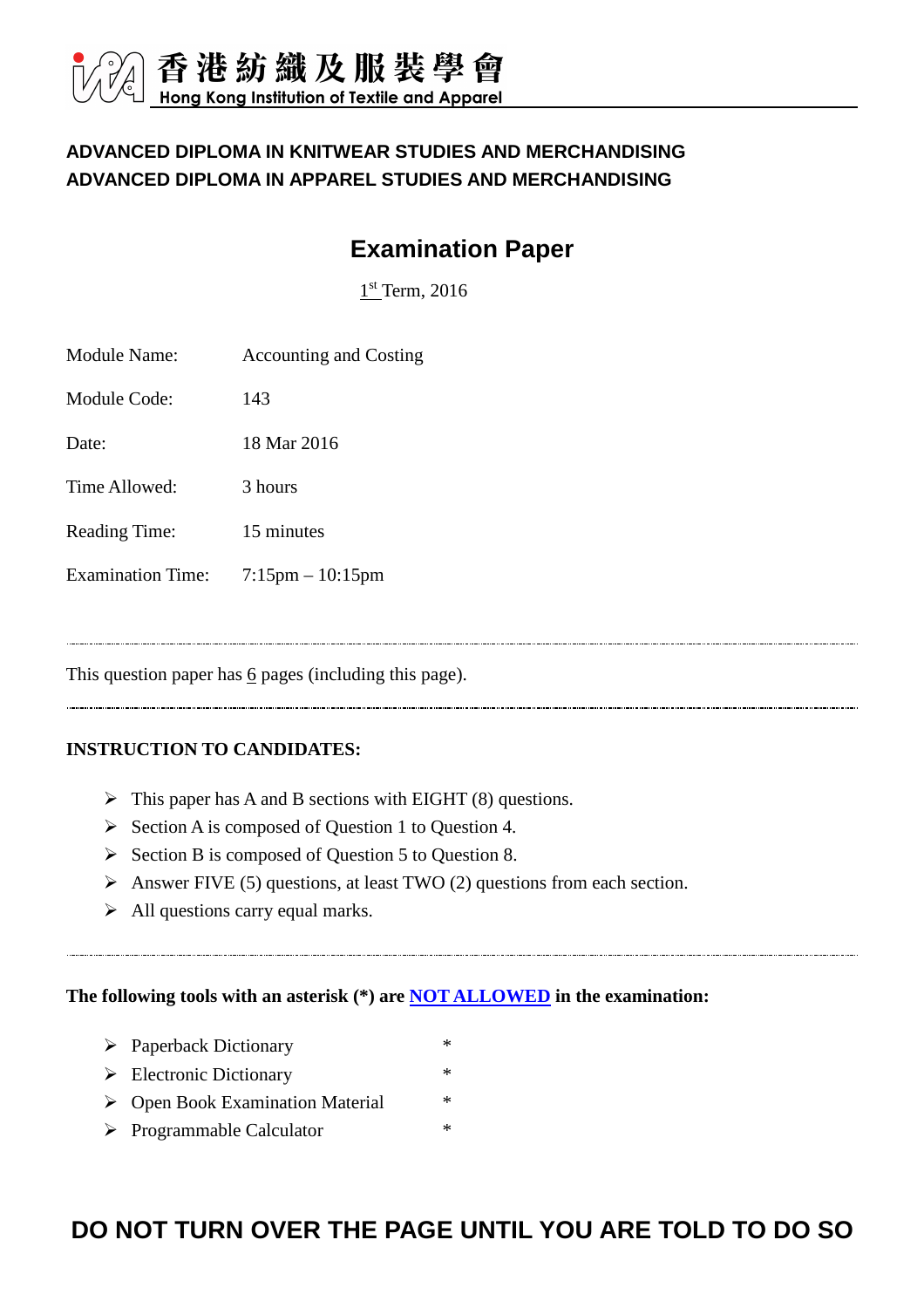香港紡織及服裝學會
Hong Kong Institution of Textile and Apparel

**ADVANCED DIPLOMA IN KNITWEAR STUDIES AND MERCHANDISING**
**ADVANCED DIPLOMA IN APPAREL STUDIES AND MERCHANDISING**

# Examination Paper

1st Term, 2016

| | |
|---|---|
| Module Name: | Accounting and Costing |
| Module Code: | 143 |
| Date: | 18 Mar 2016 |
| Time Allowed: | 3 hours |
| Reading Time: | 15 minutes |
| Examination Time: | 7:15pm – 10:15pm |

---

This question paper has 6 pages (including this page).

---

**INSTRUCTION TO CANDIDATES:**

- This paper has A and B sections with EIGHT (8) questions.
- Section A is composed of Question 1 to Question 4.
- Section B is composed of Question 5 to Question 8.
- Answer FIVE (5) questions, at least TWO (2) questions from each section.
- All questions carry equal marks.

---

**The following tools with an asterisk (*) are NOT ALLOWED in the examination:**

- Paperback Dictionary *
- Electronic Dictionary *
- Open Book Examination Material *
- Programmable Calculator *

**DO NOT TURN OVER THE PAGE UNTIL YOU ARE TOLD TO DO SO**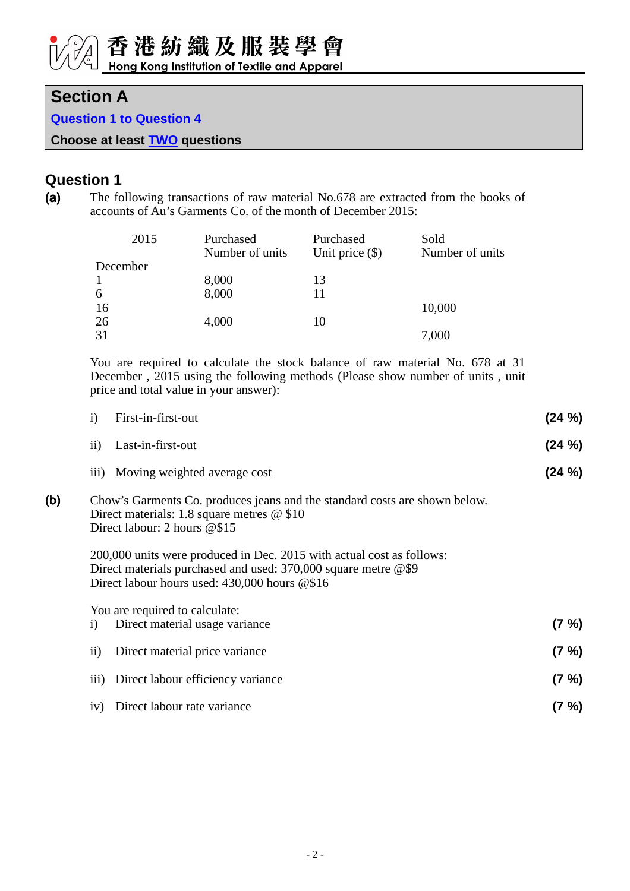## Section A

**Question 1 to Question 4**

**Choose at least TWO questions**

## Question 1

**(a)** The following transactions of raw material No.678 are extracted from the books of accounts of Au's Garments Co. of the month of December 2015:

| 2015 | Purchased Number of units | Purchased Unit price ($) | Sold Number of units |
|---|---|---|---|
| December | | | |
| 1 | 8,000 | 13 | |
| 6 | 8,000 | 11 | |
| 16 | | | 10,000 |
| 26 | 4,000 | 10 | |
| 31 | | | 7,000 |

You are required to calculate the stock balance of raw material No. 678 at 31 December , 2015 using the following methods (Please show number of units , unit price and total value in your answer):

i) First-in-first-out **(24 %)**

ii) Last-in-first-out **(24 %)**

iii) Moving weighted average cost **(24 %)**

**(b)** Chow's Garments Co. produces jeans and the standard costs are shown below.
Direct materials: 1.8 square metres @ $10
Direct labour: 2 hours @$15

200,000 units were produced in Dec. 2015 with actual cost as follows:
Direct materials purchased and used: 370,000 square metre @$9
Direct labour hours used: 430,000 hours @$16

You are required to calculate:

i) Direct material usage variance **(7 %)**

ii) Direct material price variance **(7 %)**

iii) Direct labour efficiency variance **(7 %)**

iv) Direct labour rate variance **(7 %)**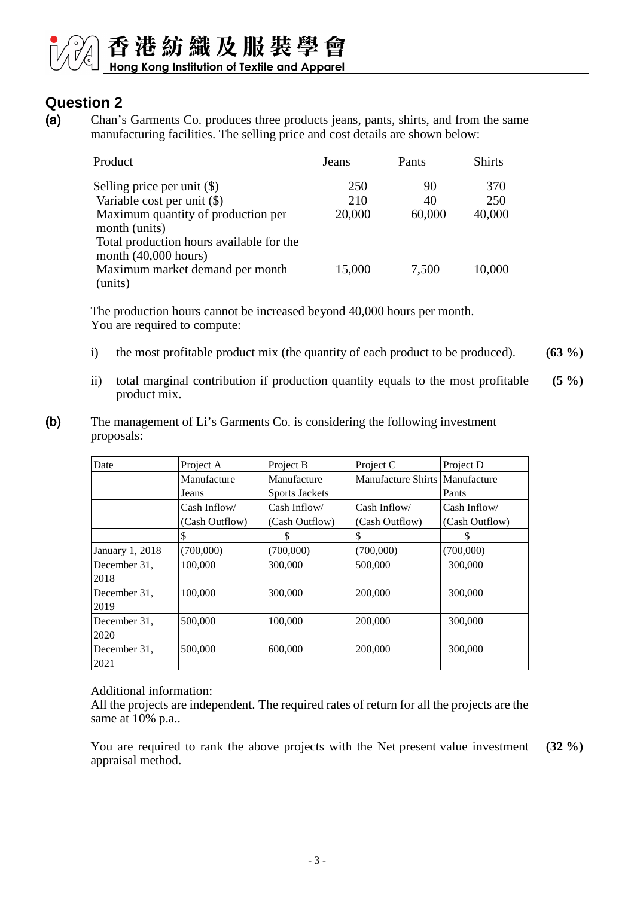## Question 2

**(a)** Chan's Garments Co. produces three products jeans, pants, shirts, and from the same manufacturing facilities. The selling price and cost details are shown below:

| Product | Jeans | Pants | Shirts |
|---|---|---|---|
| Selling price per unit ($) | 250 | 90 | 370 |
| Variable cost per unit ($) | 210 | 40 | 250 |
| Maximum quantity of production per month (units) | 20,000 | 60,000 | 40,000 |
| Total production hours available for the month (40,000 hours) | | | |
| Maximum market demand per month (units) | 15,000 | 7,500 | 10,000 |

The production hours cannot be increased beyond 40,000 hours per month.
You are required to compute:

i) the most profitable product mix (the quantity of each product to be produced). **(63 %)**

ii) total marginal contribution if production quantity equals to the most profitable product mix. **(5 %)**

**(b)** The management of Li's Garments Co. is considering the following investment proposals:

| Date | Project A | Project B | Project C | Project D |
|---|---|---|---|---|
| | Manufacture Jeans | Manufacture Sports Jackets | Manufacture Shirts | Manufacture Pants |
| | Cash Inflow/ (Cash Outflow) | Cash Inflow/ (Cash Outflow) | Cash Inflow/ (Cash Outflow) | Cash Inflow/ (Cash Outflow) |
| | $ | $ | $ | $ |
| January 1, 2018 | (700,000) | (700,000) | (700,000) | (700,000) |
| December 31, 2018 | 100,000 | 300,000 | 500,000 | 300,000 |
| December 31, 2019 | 100,000 | 300,000 | 200,000 | 300,000 |
| December 31, 2020 | 500,000 | 100,000 | 200,000 | 300,000 |
| December 31, 2021 | 500,000 | 600,000 | 200,000 | 300,000 |

Additional information:
All the projects are independent. The required rates of return for all the projects are the same at 10% p.a..

You are required to rank the above projects with the Net present value investment appraisal method. **(32 %)**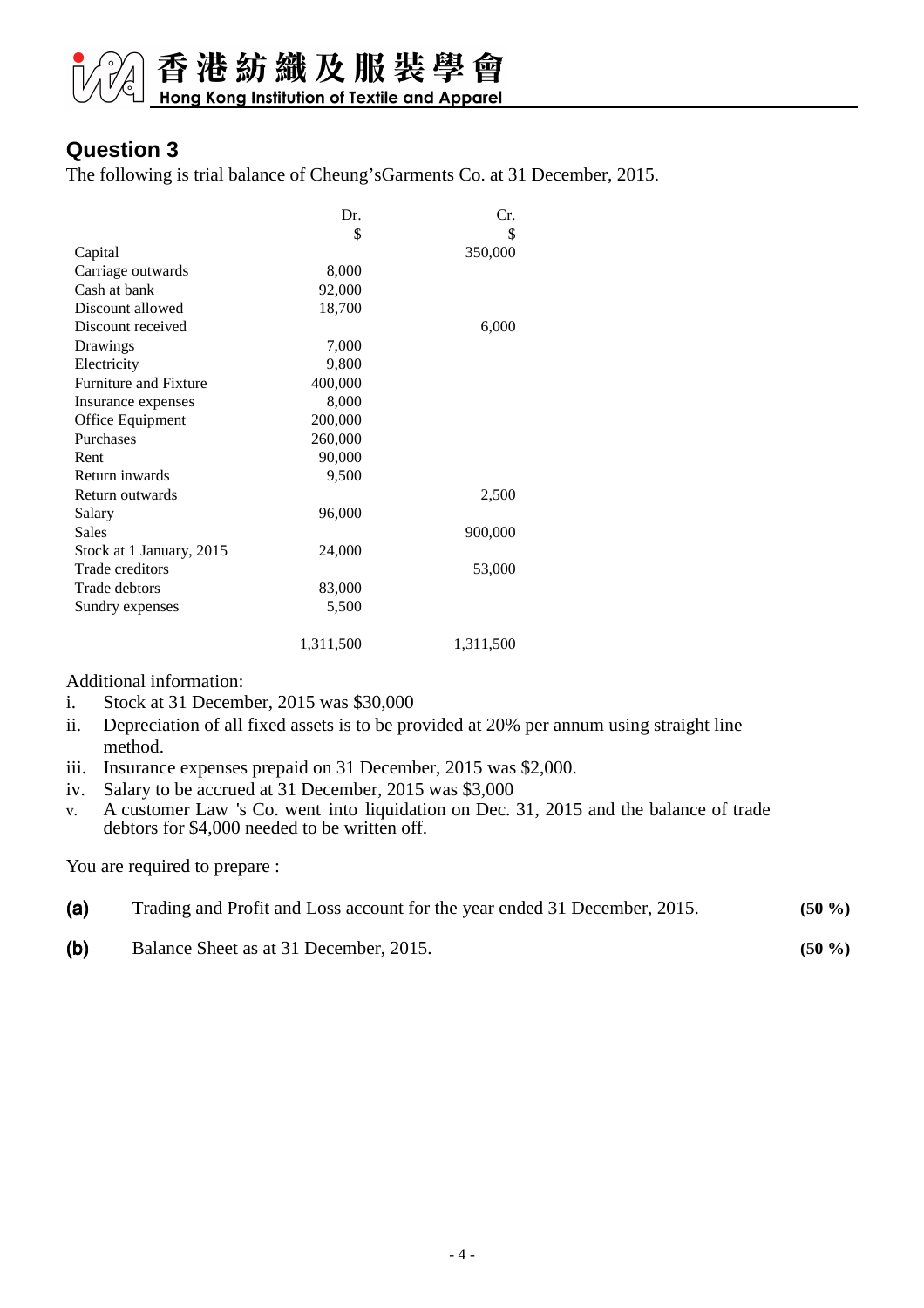## Question 3

The following is trial balance of Cheung'sGarments Co. at 31 December, 2015.

| | Dr. | Cr. |
|---|---|---|
| | $ | $ |
| Capital | | 350,000 |
| Carriage outwards | 8,000 | |
| Cash at bank | 92,000 | |
| Discount allowed | 18,700 | |
| Discount received | | 6,000 |
| Drawings | 7,000 | |
| Electricity | 9,800 | |
| Furniture and Fixture | 400,000 | |
| Insurance expenses | 8,000 | |
| Office Equipment | 200,000 | |
| Purchases | 260,000 | |
| Rent | 90,000 | |
| Return inwards | 9,500 | |
| Return outwards | | 2,500 |
| Salary | 96,000 | |
| Sales | | 900,000 |
| Stock at 1 January, 2015 | 24,000 | |
| Trade creditors | | 53,000 |
| Trade debtors | 83,000 | |
| Sundry expenses | 5,500 | |
| | 1,311,500 | 1,311,500 |

Additional information:

i. Stock at 31 December, 2015 was $30,000

ii. Depreciation of all fixed assets is to be provided at 20% per annum using straight line method.

iii. Insurance expenses prepaid on 31 December, 2015 was $2,000.

iv. Salary to be accrued at 31 December, 2015 was $3,000

v. A customer Law 's Co. went into liquidation on Dec. 31, 2015 and the balance of trade debtors for $4,000 needed to be written off.

You are required to prepare :

**(a)** Trading and Profit and Loss account for the year ended 31 December, 2015. **(50 %)**

**(b)** Balance Sheet as at 31 December, 2015. **(50 %)**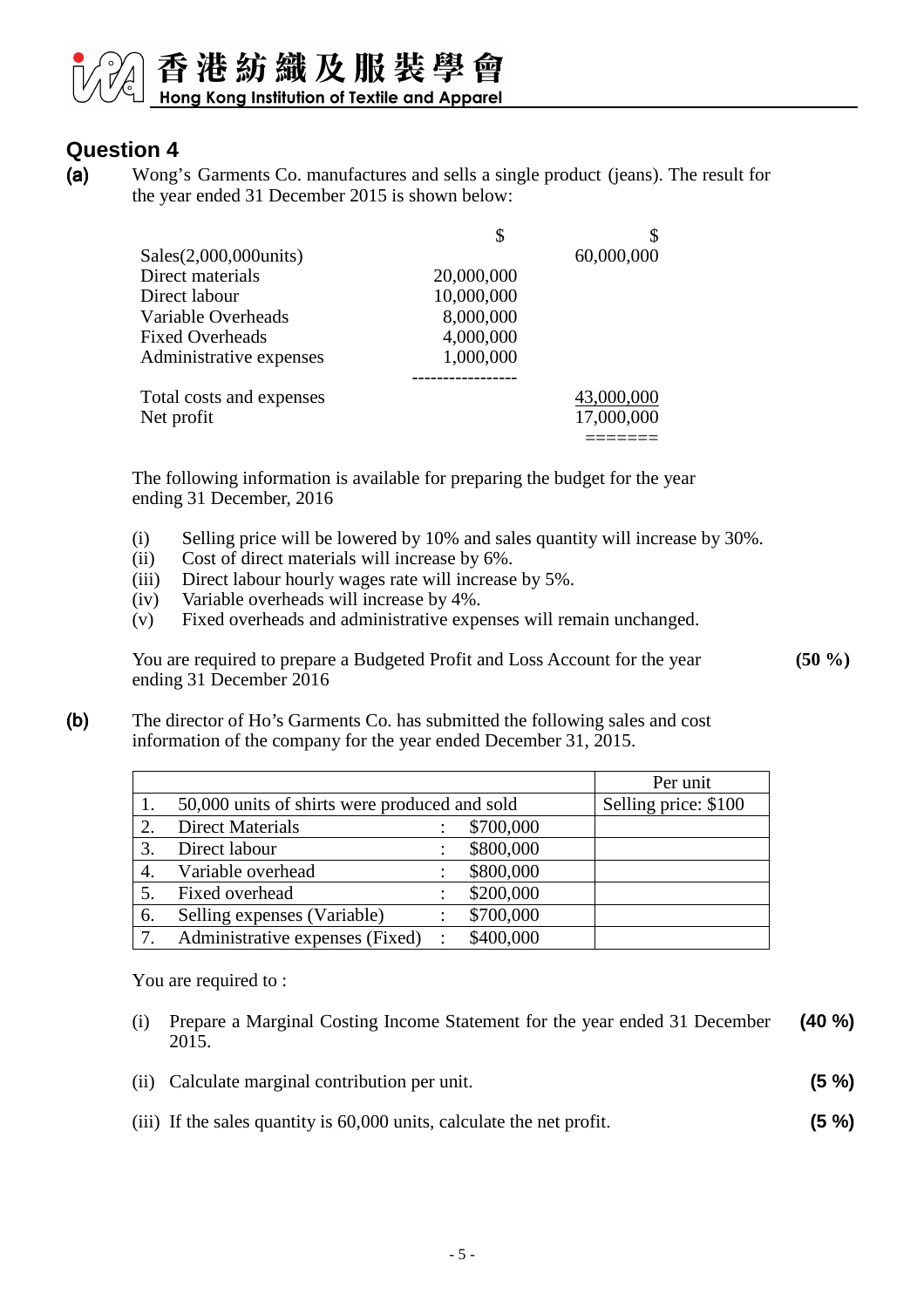## Question 4

**(a)** Wong's Garments Co. manufactures and sells a single product (jeans). The result for the year ended 31 December 2015 is shown below:

| | $ | $ |
|---|---|---|
| Sales(2,000,000units) | | 60,000,000 |
| Direct materials | 20,000,000 | |
| Direct labour | 10,000,000 | |
| Variable Overheads | 8,000,000 | |
| Fixed Overheads | 4,000,000 | |
| Administrative expenses | 1,000,000 | |
| | ---------------- | |
| Total costs and expenses | | 43,000,000 |
| Net profit | | 17,000,000 |
| | | ======= |

The following information is available for preparing the budget for the year ending 31 December, 2016

(i) Selling price will be lowered by 10% and sales quantity will increase by 30%.
(ii) Cost of direct materials will increase by 6%.
(iii) Direct labour hourly wages rate will increase by 5%.
(iv) Variable overheads will increase by 4%.
(v) Fixed overheads and administrative expenses will remain unchanged.

You are required to prepare a Budgeted Profit and Loss Account for the year ending 31 December 2016 **(50 %)**

**(b)** The director of Ho's Garments Co. has submitted the following sales and cost information of the company for the year ended December 31, 2015.

| | | | | Per unit |
|---|---|---|---|---|
| 1. | 50,000 units of shirts were produced and sold | | | Selling price: $100 |
| 2. | Direct Materials | : | $700,000 | |
| 3. | Direct labour | : | $800,000 | |
| 4. | Variable overhead | : | $800,000 | |
| 5. | Fixed overhead | : | $200,000 | |
| 6. | Selling expenses (Variable) | : | $700,000 | |
| 7. | Administrative expenses (Fixed) | : | $400,000 | |

You are required to :

(i) Prepare a Marginal Costing Income Statement for the year ended 31 December 2015. **(40 %)**

(ii) Calculate marginal contribution per unit. **(5 %)**

(iii) If the sales quantity is 60,000 units, calculate the net profit. **(5 %)**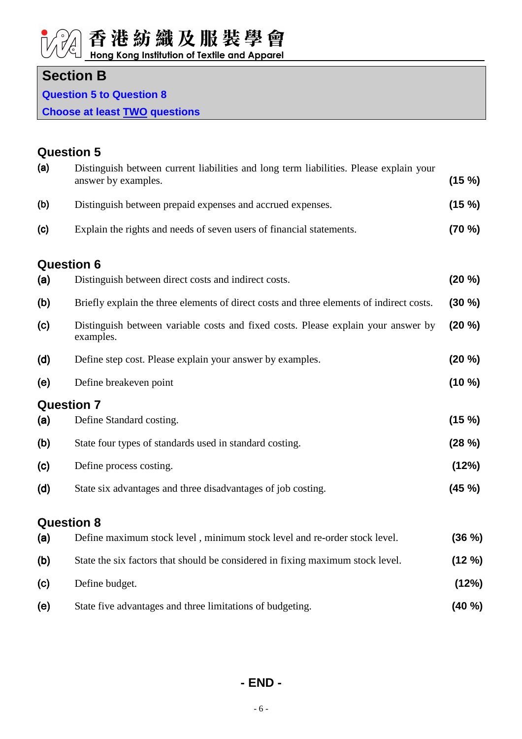# Section B

**Question 5 to Question 8**

**Choose at least TWO questions**

## Question 5

| | | |
|---|---|---|
| **(a)** | Distinguish between current liabilities and long term liabilities. Please explain your answer by examples. | **(15 %)** |
| **(b)** | Distinguish between prepaid expenses and accrued expenses. | **(15 %)** |
| **(c)** | Explain the rights and needs of seven users of financial statements. | **(70 %)** |

## Question 6

| | | |
|---|---|---|
| **(a)** | Distinguish between direct costs and indirect costs. | **(20 %)** |
| **(b)** | Briefly explain the three elements of direct costs and three elements of indirect costs. | **(30 %)** |
| **(c)** | Distinguish between variable costs and fixed costs. Please explain your answer by examples. | **(20 %)** |
| **(d)** | Define step cost. Please explain your answer by examples. | **(20 %)** |
| **(e)** | Define breakeven point | **(10 %)** |

## Question 7

| | | |
|---|---|---|
| **(a)** | Define Standard costing. | **(15 %)** |
| **(b)** | State four types of standards used in standard costing. | **(28 %)** |
| **(c)** | Define process costing. | **(12%)** |
| **(d)** | State six advantages and three disadvantages of job costing. | **(45 %)** |

## Question 8

| | | |
|---|---|---|
| **(a)** | Define maximum stock level , minimum stock level and re-order stock level. | **(36 %)** |
| **(b)** | State the six factors that should be considered in fixing maximum stock level. | **(12 %)** |
| **(c)** | Define budget. | **(12%)** |
| **(e)** | State five advantages and three limitations of budgeting. | **(40 %)** |

**- END -**